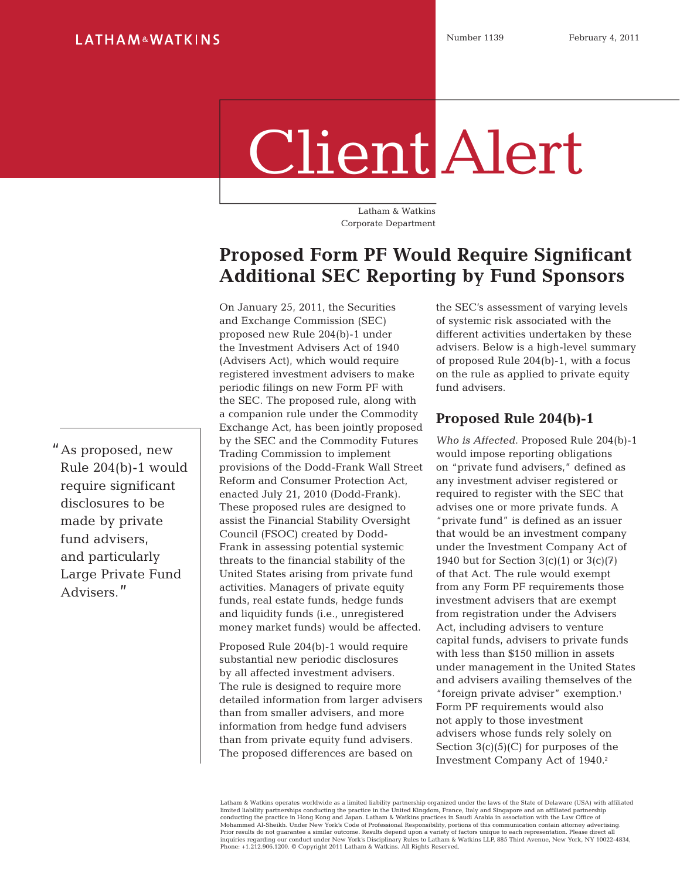LATHAM&WATKINS

Number 1139 February 4, 2011

# Client Alert

Latham & Watkins
Corporate Department

## Proposed Form PF Would Require Significant Additional SEC Reporting by Fund Sponsors

> "As proposed, new Rule 204(b)-1 would require significant disclosures to be made by private fund advisers, and particularly Large Private Fund Advisers."

On January 25, 2011, the Securities and Exchange Commission (SEC) proposed new Rule 204(b)-1 under the Investment Advisers Act of 1940 (Advisers Act), which would require registered investment advisers to make periodic filings on new Form PF with the SEC. The proposed rule, along with a companion rule under the Commodity Exchange Act, has been jointly proposed by the SEC and the Commodity Futures Trading Commission to implement provisions of the Dodd-Frank Wall Street Reform and Consumer Protection Act, enacted July 21, 2010 (Dodd-Frank). These proposed rules are designed to assist the Financial Stability Oversight Council (FSOC) created by Dodd-Frank in assessing potential systemic threats to the financial stability of the United States arising from private fund activities. Managers of private equity funds, real estate funds, hedge funds and liquidity funds (i.e., unregistered money market funds) would be affected.

Proposed Rule 204(b)-1 would require substantial new periodic disclosures by all affected investment advisers. The rule is designed to require more detailed information from larger advisers than from smaller advisers, and more information from hedge fund advisers than from private equity fund advisers. The proposed differences are based on the SEC's assessment of varying levels of systemic risk associated with the different activities undertaken by these advisers. Below is a high-level summary of proposed Rule 204(b)-1, with a focus on the rule as applied to private equity fund advisers.

### Proposed Rule 204(b)-1

*Who is Affected.* Proposed Rule 204(b)-1 would impose reporting obligations on "private fund advisers," defined as any investment adviser registered or required to register with the SEC that advises one or more private funds. A "private fund" is defined as an issuer that would be an investment company under the Investment Company Act of 1940 but for Section 3(c)(1) or 3(c)(7) of that Act. The rule would exempt from any Form PF requirements those investment advisers that are exempt from registration under the Advisers Act, including advisers to venture capital funds, advisers to private funds with less than $150 million in assets under management in the United States and advisers availing themselves of the "foreign private adviser" exemption.[1] Form PF requirements would also not apply to those investment advisers whose funds rely solely on Section 3(c)(5)(C) for purposes of the Investment Company Act of 1940.[2]

Latham & Watkins operates worldwide as a limited liability partnership organized under the laws of the State of Delaware (USA) with affiliated limited liability partnerships conducting the practice in the United Kingdom, France, Italy and Singapore and an affiliated partnership conducting the practice in Hong Kong and Japan. Latham & Watkins practices in Saudi Arabia in association with the Law Office of Mohammed Al-Sheikh. Under New York's Code of Professional Responsibility, portions of this communication contain attorney advertising. Prior results do not guarantee a similar outcome. Results depend upon a variety of factors unique to each representation. Please direct all inquiries regarding our conduct under New York's Disciplinary Rules to Latham & Watkins LLP, 885 Third Avenue, New York, NY 10022-4834, Phone: +1.212.906.1200. © Copyright 2011 Latham & Watkins. All Rights Reserved.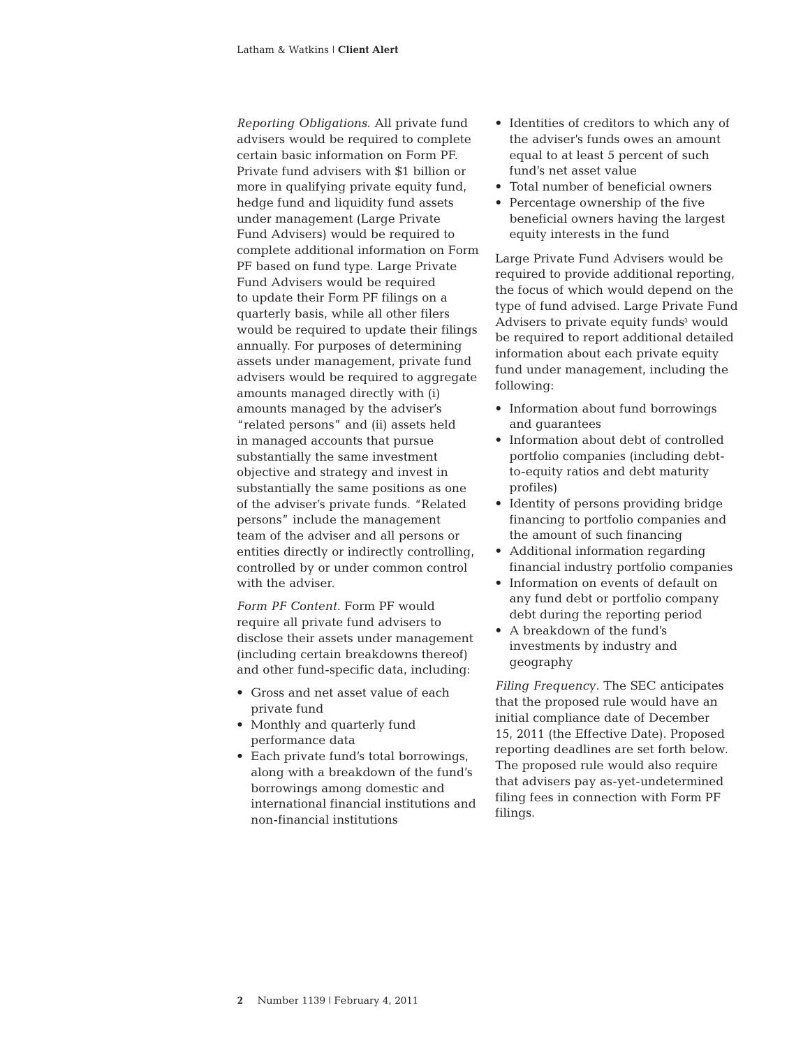*Reporting Obligations.* All private fund advisers would be required to complete certain basic information on Form PF. Private fund advisers with $1 billion or more in qualifying private equity fund, hedge fund and liquidity fund assets under management (Large Private Fund Advisers) would be required to complete additional information on Form PF based on fund type. Large Private Fund Advisers would be required to update their Form PF filings on a quarterly basis, while all other filers would be required to update their filings annually. For purposes of determining assets under management, private fund advisers would be required to aggregate amounts managed directly with (i) amounts managed by the adviser's "related persons" and (ii) assets held in managed accounts that pursue substantially the same investment objective and strategy and invest in substantially the same positions as one of the adviser's private funds. "Related persons" include the management team of the adviser and all persons or entities directly or indirectly controlling, controlled by or under common control with the adviser.

*Form PF Content*. Form PF would require all private fund advisers to disclose their assets under management (including certain breakdowns thereof) and other fund-specific data, including:

- Gross and net asset value of each private fund
- Monthly and quarterly fund performance data
- Each private fund's total borrowings, along with a breakdown of the fund's borrowings among domestic and international financial institutions and non-financial institutions
- Identities of creditors to which any of the adviser's funds owes an amount equal to at least 5 percent of such fund's net asset value
- Total number of beneficial owners
- Percentage ownership of the five beneficial owners having the largest equity interests in the fund

Large Private Fund Advisers would be required to provide additional reporting, the focus of which would depend on the type of fund advised. Large Private Fund Advisers to private equity funds[3] would be required to report additional detailed information about each private equity fund under management, including the following:

- Information about fund borrowings and guarantees
- Information about debt of controlled portfolio companies (including debt-to-equity ratios and debt maturity profiles)
- Identity of persons providing bridge financing to portfolio companies and the amount of such financing
- Additional information regarding financial industry portfolio companies
- Information on events of default on any fund debt or portfolio company debt during the reporting period
- A breakdown of the fund's investments by industry and geography

*Filing Frequency*. The SEC anticipates that the proposed rule would have an initial compliance date of December 15, 2011 (the Effective Date). Proposed reporting deadlines are set forth below. The proposed rule would also require that advisers pay as-yet-undetermined filing fees in connection with Form PF filings.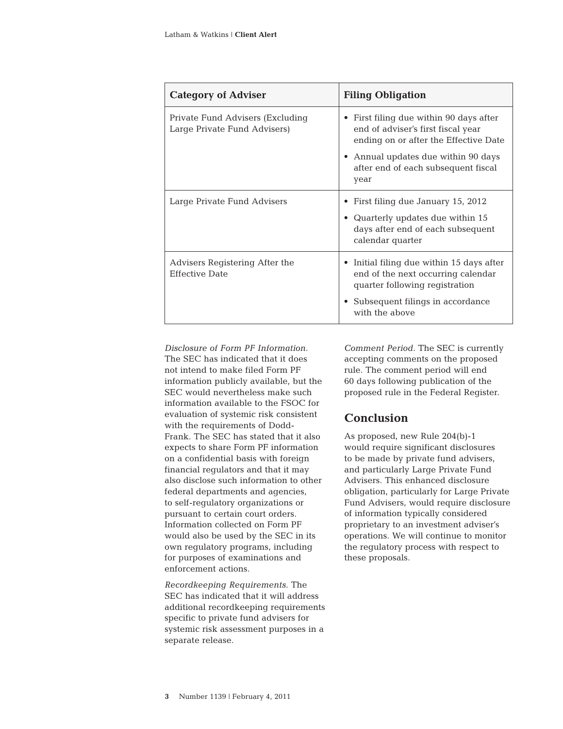| Category of Adviser | Filing Obligation |
|---|---|
| Private Fund Advisers (Excluding Large Private Fund Advisers) | • First filing due within 90 days after end of adviser's first fiscal year ending on or after the Effective Date<br>• Annual updates due within 90 days after end of each subsequent fiscal year |
| Large Private Fund Advisers | • First filing due January 15, 2012<br>• Quarterly updates due within 15 days after end of each subsequent calendar quarter |
| Advisers Registering After the Effective Date | • Initial filing due within 15 days after end of the next occurring calendar quarter following registration<br>• Subsequent filings in accordance with the above |

*Disclosure of Form PF Information*. The SEC has indicated that it does not intend to make filed Form PF information publicly available, but the SEC would nevertheless make such information available to the FSOC for evaluation of systemic risk consistent with the requirements of Dodd-Frank. The SEC has stated that it also expects to share Form PF information on a confidential basis with foreign financial regulators and that it may also disclose such information to other federal departments and agencies, to self-regulatory organizations or pursuant to certain court orders. Information collected on Form PF would also be used by the SEC in its own regulatory programs, including for purposes of examinations and enforcement actions.

*Recordkeeping Requirements*. The SEC has indicated that it will address additional recordkeeping requirements specific to private fund advisers for systemic risk assessment purposes in a separate release.

*Comment Period*. The SEC is currently accepting comments on the proposed rule. The comment period will end 60 days following publication of the proposed rule in the Federal Register.

## Conclusion

As proposed, new Rule 204(b)-1 would require significant disclosures to be made by private fund advisers, and particularly Large Private Fund Advisers. This enhanced disclosure obligation, particularly for Large Private Fund Advisers, would require disclosure of information typically considered proprietary to an investment adviser's operations. We will continue to monitor the regulatory process with respect to these proposals.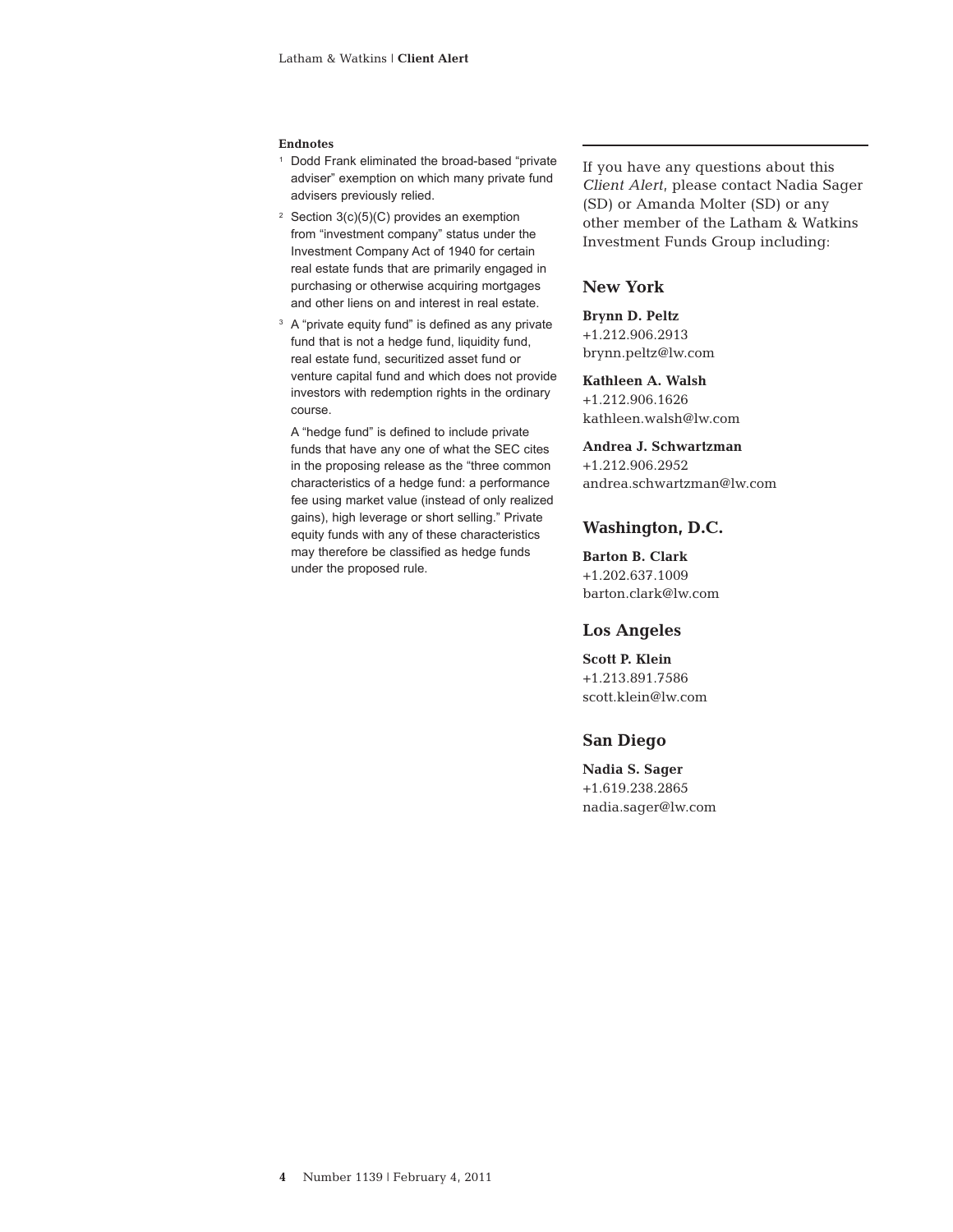**Endnotes**

1. Dodd Frank eliminated the broad-based "private adviser" exemption on which many private fund advisers previously relied.
2. Section 3(c)(5)(C) provides an exemption from "investment company" status under the Investment Company Act of 1940 for certain real estate funds that are primarily engaged in purchasing or otherwise acquiring mortgages and other liens on and interest in real estate.
3. A "private equity fund" is defined as any private fund that is not a hedge fund, liquidity fund, real estate fund, securitized asset fund or venture capital fund and which does not provide investors with redemption rights in the ordinary course.

   A "hedge fund" is defined to include private funds that have any one of what the SEC cites in the proposing release as the "three common characteristics of a hedge fund: a performance fee using market value (instead of only realized gains), high leverage or short selling." Private equity funds with any of these characteristics may therefore be classified as hedge funds under the proposed rule.

---

If you have any questions about this *Client Alert*, please contact Nadia Sager (SD) or Amanda Molter (SD) or any other member of the Latham & Watkins Investment Funds Group including:

## New York

**Brynn D. Peltz**
+1.212.906.2913
brynn.peltz@lw.com

**Kathleen A. Walsh**
+1.212.906.1626
kathleen.walsh@lw.com

**Andrea J. Schwartzman**
+1.212.906.2952
andrea.schwartzman@lw.com

## Washington, D.C.

**Barton B. Clark**
+1.202.637.1009
barton.clark@lw.com

## Los Angeles

**Scott P. Klein**
+1.213.891.7586
scott.klein@lw.com

## San Diego

**Nadia S. Sager**
+1.619.238.2865
nadia.sager@lw.com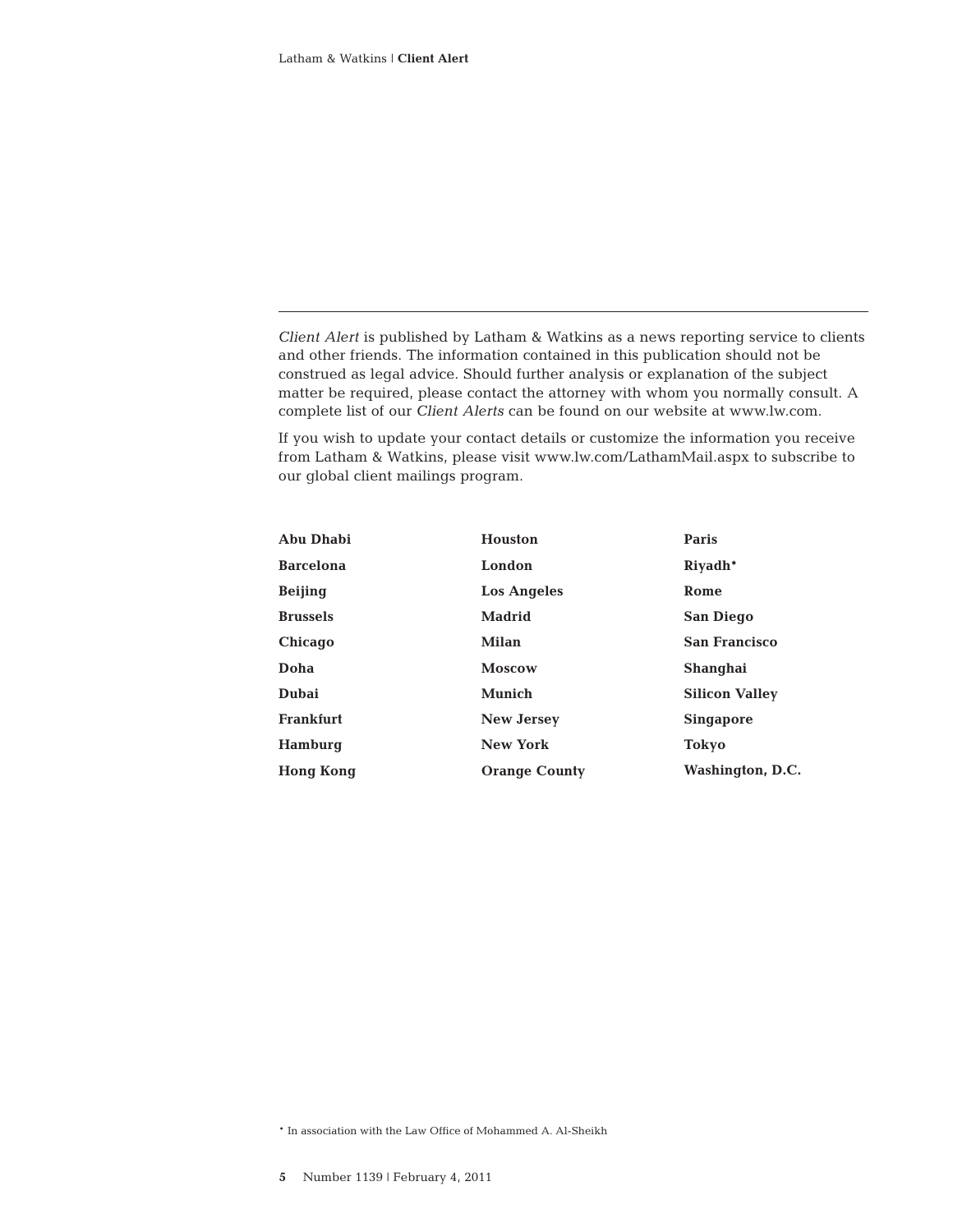*Client Alert* is published by Latham & Watkins as a news reporting service to clients and other friends. The information contained in this publication should not be construed as legal advice. Should further analysis or explanation of the subject matter be required, please contact the attorney with whom you normally consult. A complete list of our *Client Alerts* can be found on our website at www.lw.com.

If you wish to update your contact details or customize the information you receive from Latham & Watkins, please visit www.lw.com/LathamMail.aspx to subscribe to our global client mailings program.

| | | |
|---|---|---|
| **Abu Dhabi** | **Houston** | **Paris** |
| **Barcelona** | **London** | **Riyadh*** |
| **Beijing** | **Los Angeles** | **Rome** |
| **Brussels** | **Madrid** | **San Diego** |
| **Chicago** | **Milan** | **San Francisco** |
| **Doha** | **Moscow** | **Shanghai** |
| **Dubai** | **Munich** | **Silicon Valley** |
| **Frankfurt** | **New Jersey** | **Singapore** |
| **Hamburg** | **New York** | **Tokyo** |
| **Hong Kong** | **Orange County** | **Washington, D.C.** |

* In association with the Law Office of Mohammed A. Al-Sheikh